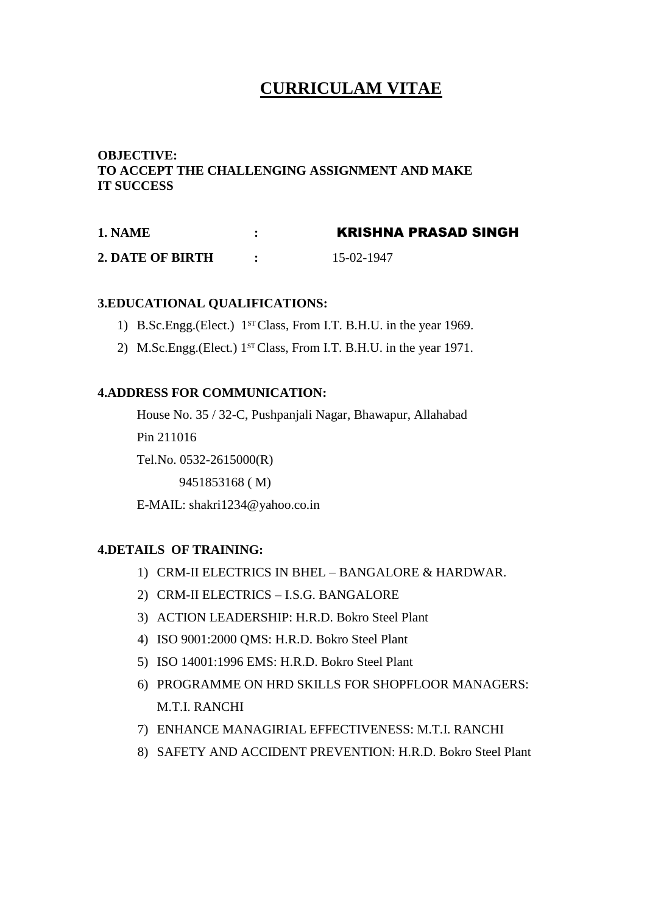# CURRICULAM VITAE

**OBJECTIVE:**
**TO ACCEPT THE CHALLENGING ASSIGNMENT AND MAKE IT SUCCESS**

**1. NAME** : **KRISHNA PRASAD SINGH**

**2. DATE OF BIRTH** : 15-02-1947

**3.EDUCATIONAL QUALIFICATIONS:**

1) B.Sc.Engg.(Elect.) 1ST Class, From I.T. B.H.U. in the year 1969.
2) M.Sc.Engg.(Elect.) 1ST Class, From I.T. B.H.U. in the year 1971.

**4.ADDRESS FOR COMMUNICATION:**

House No. 35 / 32-C, Pushpanjali Nagar, Bhawapur, Allahabad
Pin 211016
Tel.No. 0532-2615000(R)
9451853168 ( M)
E-MAIL: shakri1234@yahoo.co.in

**4.DETAILS OF TRAINING:**

1) CRM-II ELECTRICS IN BHEL – BANGALORE & HARDWAR.
2) CRM-II ELECTRICS – I.S.G. BANGALORE
3) ACTION LEADERSHIP: H.R.D. Bokro Steel Plant
4) ISO 9001:2000 QMS: H.R.D. Bokro Steel Plant
5) ISO 14001:1996 EMS: H.R.D. Bokro Steel Plant
6) PROGRAMME ON HRD SKILLS FOR SHOPFLOOR MANAGERS: M.T.I. RANCHI
7) ENHANCE MANAGIRIAL EFFECTIVENESS: M.T.I. RANCHI
8) SAFETY AND ACCIDENT PREVENTION: H.R.D. Bokro Steel Plant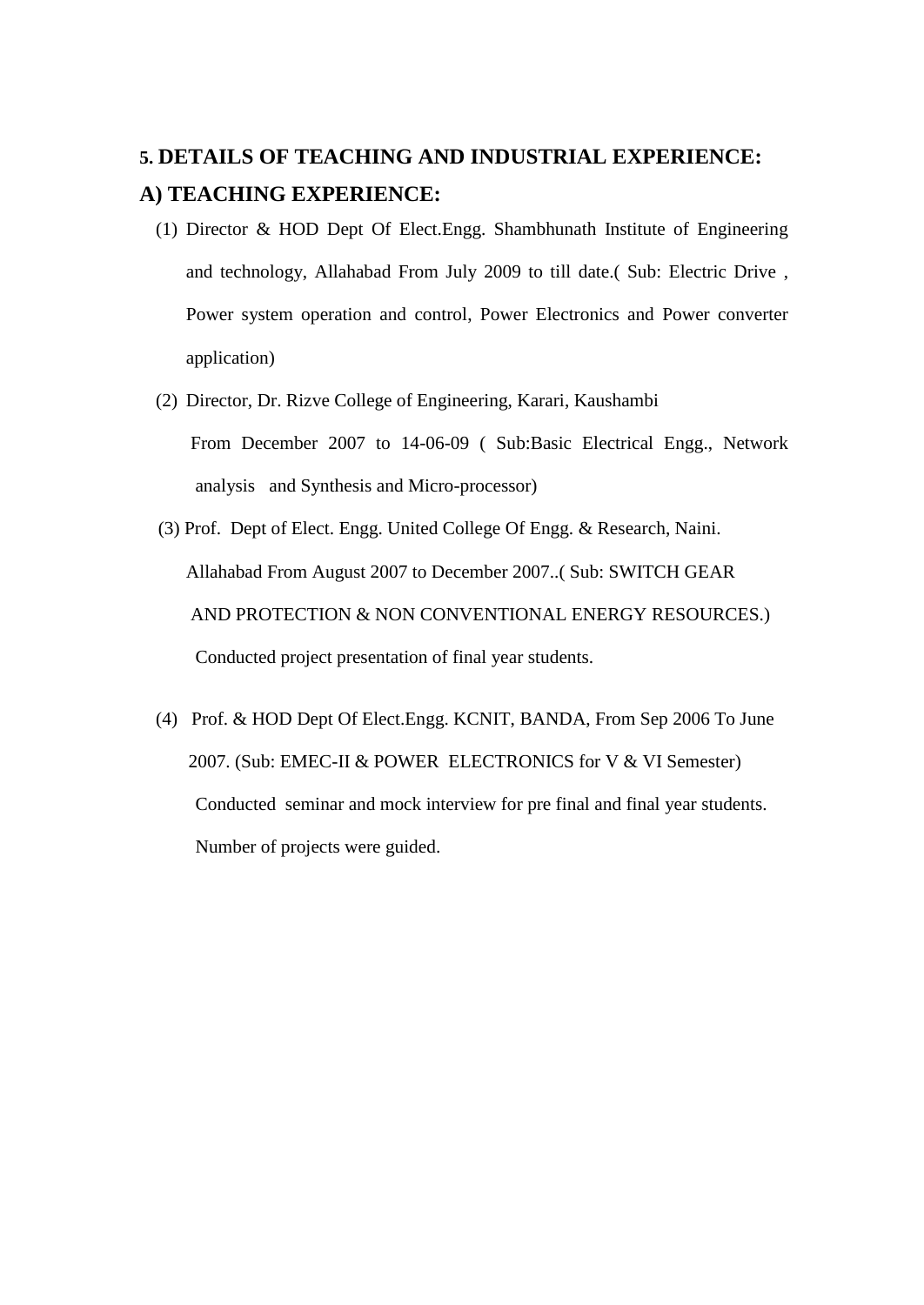## 5. DETAILS OF TEACHING AND INDUSTRIAL EXPERIENCE:

### A) TEACHING EXPERIENCE:

(1) Director & HOD Dept Of Elect.Engg. Shambhunath Institute of Engineering and technology, Allahabad From July 2009 to till date.( Sub: Electric Drive , Power system operation and control, Power Electronics and Power converter application)

(2) Director, Dr. Rizve College of Engineering, Karari, Kaushambi From December 2007 to 14-06-09 ( Sub:Basic Electrical Engg., Network analysis and Synthesis and Micro-processor)

(3) Prof. Dept of Elect. Engg. United College Of Engg. & Research, Naini. Allahabad From August 2007 to December 2007..( Sub: SWITCH GEAR AND PROTECTION & NON CONVENTIONAL ENERGY RESOURCES.) Conducted project presentation of final year students.

(4) Prof. & HOD Dept Of Elect.Engg. KCNIT, BANDA, From Sep 2006 To June 2007. (Sub: EMEC-II & POWER ELECTRONICS for V & VI Semester) Conducted seminar and mock interview for pre final and final year students. Number of projects were guided.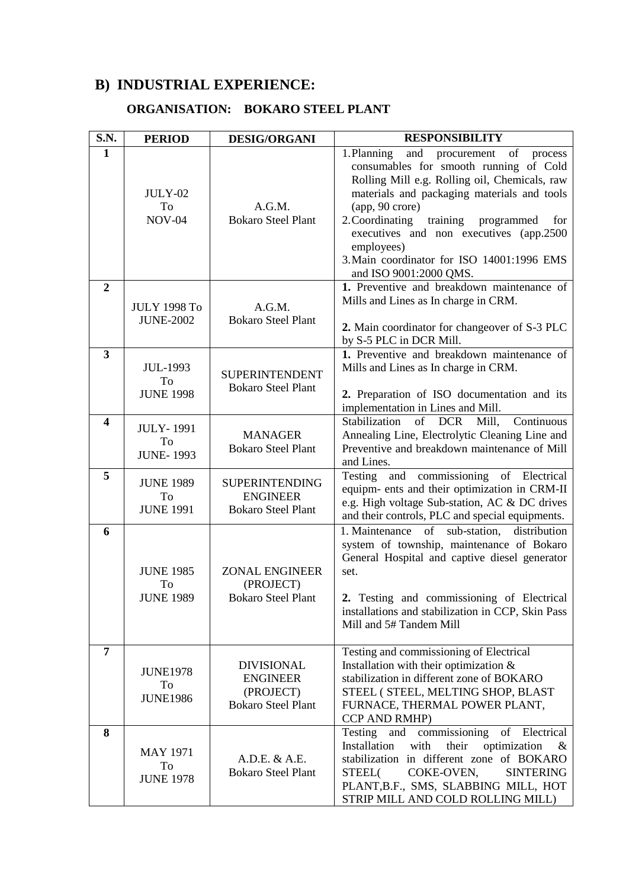## B) INDUSTRIAL EXPERIENCE:

### ORGANISATION: BOKARO STEEL PLANT

| S.N. | PERIOD | DESIG/ORGANI | RESPONSIBILITY |
|---|---|---|---|
| 1 | JULY-02 To NOV-04 | A.G.M. Bokaro Steel Plant | 1. Planning and procurement of process consumables for smooth running of Cold Rolling Mill e.g. Rolling oil, Chemicals, raw materials and packaging materials and tools (app, 90 crore)<br>2. Coordinating training programmed for executives and non executives (app.2500 employees)<br>3. Main coordinator for ISO 14001:1996 EMS and ISO 9001:2000 QMS. |
| 2 | JULY 1998 To JUNE-2002 | A.G.M. Bokaro Steel Plant | **1.** Preventive and breakdown maintenance of Mills and Lines as In charge in CRM.<br>**2.** Main coordinator for changeover of S-3 PLC by S-5 PLC in DCR Mill. |
| 3 | JUL-1993 To JUNE 1998 | SUPERINTENDENT Bokaro Steel Plant | **1.** Preventive and breakdown maintenance of Mills and Lines as In charge in CRM.<br>**2.** Preparation of ISO documentation and its implementation in Lines and Mill. |
| 4 | JULY- 1991 To JUNE- 1993 | MANAGER Bokaro Steel Plant | Stabilization of DCR Mill, Continuous Annealing Line, Electrolytic Cleaning Line and Preventive and breakdown maintenance of Mill and Lines. |
| 5 | JUNE 1989 To JUNE 1991 | SUPERINTENDING ENGINEER Bokaro Steel Plant | Testing and commissioning of Electrical equipm- ents and their optimization in CRM-II e.g. High voltage Sub-station, AC & DC drives and their controls, PLC and special equipments. |
| 6 | JUNE 1985 To JUNE 1989 | ZONAL ENGINEER (PROJECT) Bokaro Steel Plant | 1. Maintenance of sub-station, distribution system of township, maintenance of Bokaro General Hospital and captive diesel generator set.<br>**2.** Testing and commissioning of Electrical installations and stabilization in CCP, Skin Pass Mill and 5# Tandem Mill |
| 7 | JUNE1978 To JUNE1986 | DIVISIONAL ENGINEER (PROJECT) Bokaro Steel Plant | Testing and commissioning of Electrical Installation with their optimization & stabilization in different zone of BOKARO STEEL ( STEEL, MELTING SHOP, BLAST FURNACE, THERMAL POWER PLANT, CCP AND RMHP) |
| 8 | MAY 1971 To JUNE 1978 | A.D.E. & A.E. Bokaro Steel Plant | Testing and commissioning of Electrical Installation with their optimization & stabilization in different zone of BOKARO STEEL( COKE-OVEN, SINTERING PLANT,B.F., SMS, SLABBING MILL, HOT STRIP MILL AND COLD ROLLING MILL) |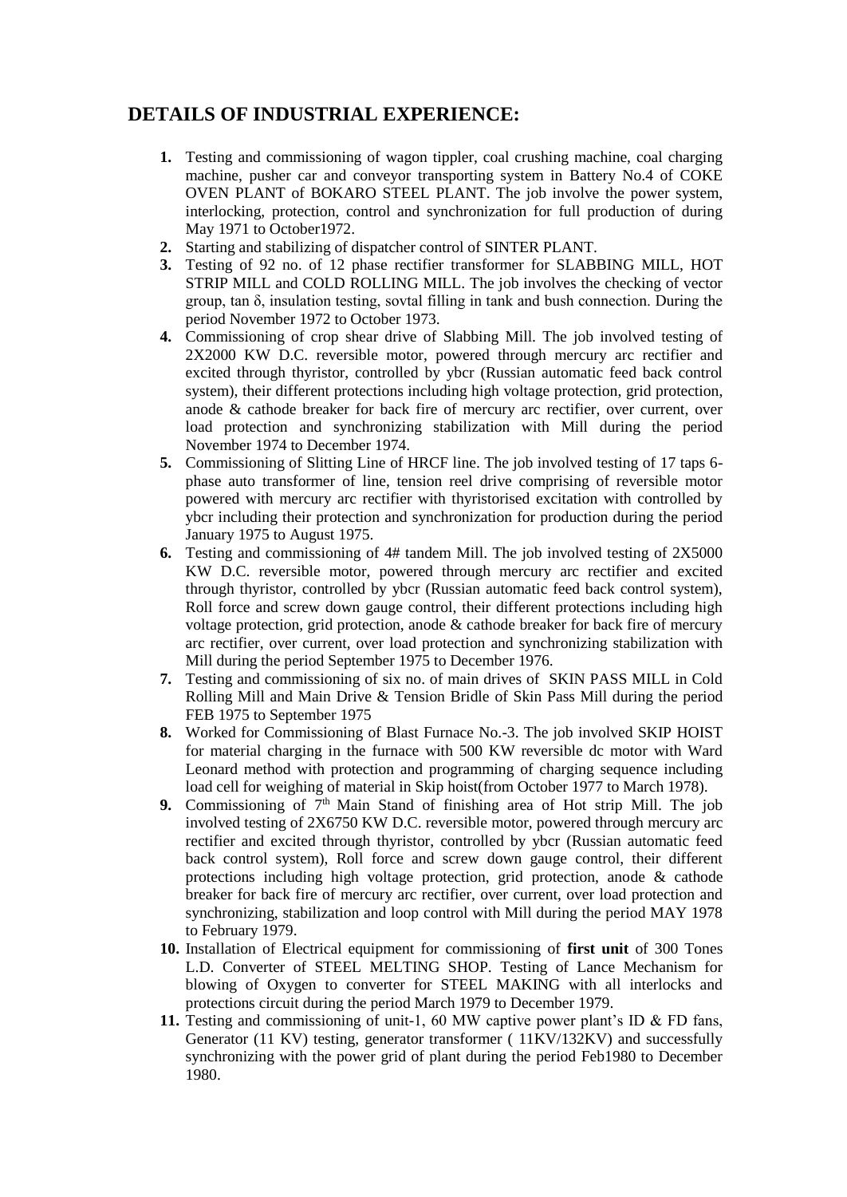## DETAILS OF INDUSTRIAL EXPERIENCE:

1. Testing and commissioning of wagon tippler, coal crushing machine, coal charging machine, pusher car and conveyor transporting system in Battery No.4 of COKE OVEN PLANT of BOKARO STEEL PLANT. The job involve the power system, interlocking, protection, control and synchronization for full production of during May 1971 to October1972.
2. Starting and stabilizing of dispatcher control of SINTER PLANT.
3. Testing of 92 no. of 12 phase rectifier transformer for SLABBING MILL, HOT STRIP MILL and COLD ROLLING MILL. The job involves the checking of vector group, tan $\delta$, insulation testing, sovtal filling in tank and bush connection. During the period November 1972 to October 1973.
4. Commissioning of crop shear drive of Slabbing Mill. The job involved testing of 2X2000 KW D.C. reversible motor, powered through mercury arc rectifier and excited through thyristor, controlled by ybcr (Russian automatic feed back control system), their different protections including high voltage protection, grid protection, anode & cathode breaker for back fire of mercury arc rectifier, over current, over load protection and synchronizing stabilization with Mill during the period November 1974 to December 1974.
5. Commissioning of Slitting Line of HRCF line. The job involved testing of 17 taps 6-phase auto transformer of line, tension reel drive comprising of reversible motor powered with mercury arc rectifier with thyristorised excitation with controlled by ybcr including their protection and synchronization for production during the period January 1975 to August 1975.
6. Testing and commissioning of 4# tandem Mill. The job involved testing of 2X5000 KW D.C. reversible motor, powered through mercury arc rectifier and excited through thyristor, controlled by ybcr (Russian automatic feed back control system), Roll force and screw down gauge control, their different protections including high voltage protection, grid protection, anode & cathode breaker for back fire of mercury arc rectifier, over current, over load protection and synchronizing stabilization with Mill during the period September 1975 to December 1976.
7. Testing and commissioning of six no. of main drives of SKIN PASS MILL in Cold Rolling Mill and Main Drive & Tension Bridle of Skin Pass Mill during the period FEB 1975 to September 1975
8. Worked for Commissioning of Blast Furnace No.-3. The job involved SKIP HOIST for material charging in the furnace with 500 KW reversible dc motor with Ward Leonard method with protection and programming of charging sequence including load cell for weighing of material in Skip hoist(from October 1977 to March 1978).
9. Commissioning of 7th Main Stand of finishing area of Hot strip Mill. The job involved testing of 2X6750 KW D.C. reversible motor, powered through mercury arc rectifier and excited through thyristor, controlled by ybcr (Russian automatic feed back control system), Roll force and screw down gauge control, their different protections including high voltage protection, grid protection, anode & cathode breaker for back fire of mercury arc rectifier, over current, over load protection and synchronizing, stabilization and loop control with Mill during the period MAY 1978 to February 1979.
10. Installation of Electrical equipment for commissioning of **first unit** of 300 Tones L.D. Converter of STEEL MELTING SHOP. Testing of Lance Mechanism for blowing of Oxygen to converter for STEEL MAKING with all interlocks and protections circuit during the period March 1979 to December 1979.
11. Testing and commissioning of unit-1, 60 MW captive power plant's ID & FD fans, Generator (11 KV) testing, generator transformer ( 11KV/132KV) and successfully synchronizing with the power grid of plant during the period Feb1980 to December 1980.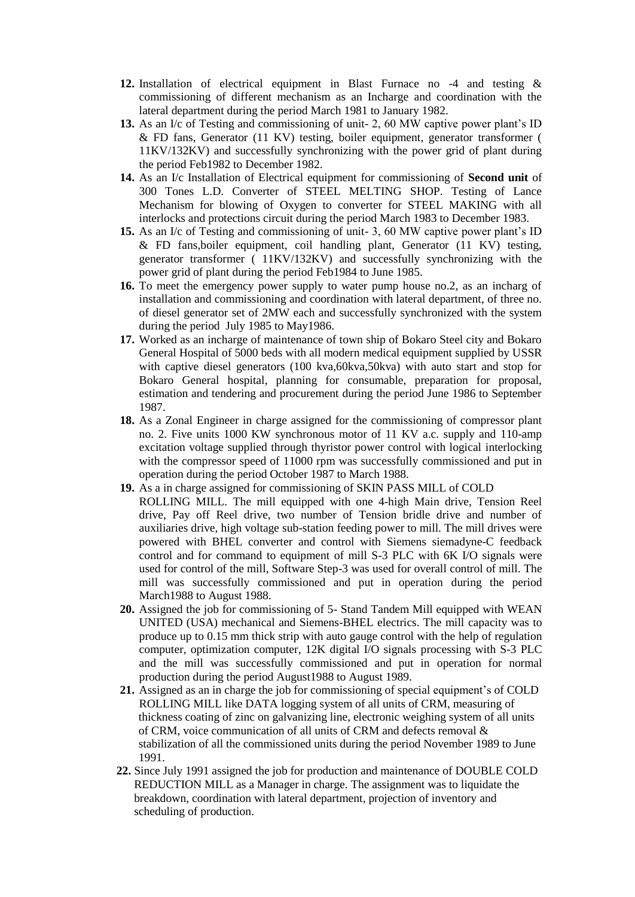12. Installation of electrical equipment in Blast Furnace no -4 and testing & commissioning of different mechanism as an Incharge and coordination with the lateral department during the period March 1981 to January 1982.
13. As an I/c of Testing and commissioning of unit- 2, 60 MW captive power plant's ID & FD fans, Generator (11 KV) testing, boiler equipment, generator transformer ( 11KV/132KV) and successfully synchronizing with the power grid of plant during the period Feb1982 to December 1982.
14. As an I/c Installation of Electrical equipment for commissioning of **Second unit** of 300 Tones L.D. Converter of STEEL MELTING SHOP. Testing of Lance Mechanism for blowing of Oxygen to converter for STEEL MAKING with all interlocks and protections circuit during the period March 1983 to December 1983.
15. As an I/c of Testing and commissioning of unit- 3, 60 MW captive power plant's ID & FD fans,boiler equipment, coil handling plant, Generator (11 KV) testing, generator transformer ( 11KV/132KV) and successfully synchronizing with the power grid of plant during the period Feb1984 to June 1985.
16. To meet the emergency power supply to water pump house no.2, as an incharg of installation and commissioning and coordination with lateral department, of three no. of diesel generator set of 2MW each and successfully synchronized with the system during the period July 1985 to May1986.
17. Worked as an incharge of maintenance of town ship of Bokaro Steel city and Bokaro General Hospital of 5000 beds with all modern medical equipment supplied by USSR with captive diesel generators (100 kva,60kva,50kva) with auto start and stop for Bokaro General hospital, planning for consumable, preparation for proposal, estimation and tendering and procurement during the period June 1986 to September 1987.
18. As a Zonal Engineer in charge assigned for the commissioning of compressor plant no. 2. Five units 1000 KW synchronous motor of 11 KV a.c. supply and 110-amp excitation voltage supplied through thyristor power control with logical interlocking with the compressor speed of 11000 rpm was successfully commissioned and put in operation during the period October 1987 to March 1988.
19. As a in charge assigned for commissioning of SKIN PASS MILL of COLD ROLLING MILL. The mill equipped with one 4-high Main drive, Tension Reel drive, Pay off Reel drive, two number of Tension bridle drive and number of auxiliaries drive, high voltage sub-station feeding power to mill. The mill drives were powered with BHEL converter and control with Siemens siemadyne-C feedback control and for command to equipment of mill S-3 PLC with 6K I/O signals were used for control of the mill, Software Step-3 was used for overall control of mill. The mill was successfully commissioned and put in operation during the period March1988 to August 1988.
20. Assigned the job for commissioning of 5- Stand Tandem Mill equipped with WEAN UNITED (USA) mechanical and Siemens-BHEL electrics. The mill capacity was to produce up to 0.15 mm thick strip with auto gauge control with the help of regulation computer, optimization computer, 12K digital I/O signals processing with S-3 PLC and the mill was successfully commissioned and put in operation for normal production during the period August1988 to August 1989.
21. Assigned as an in charge the job for commissioning of special equipment's of COLD ROLLING MILL like DATA logging system of all units of CRM, measuring of thickness coating of zinc on galvanizing line, electronic weighing system of all units of CRM, voice communication of all units of CRM and defects removal & stabilization of all the commissioned units during the period November 1989 to June 1991.
22. Since July 1991 assigned the job for production and maintenance of DOUBLE COLD REDUCTION MILL as a Manager in charge. The assignment was to liquidate the breakdown, coordination with lateral department, projection of inventory and scheduling of production.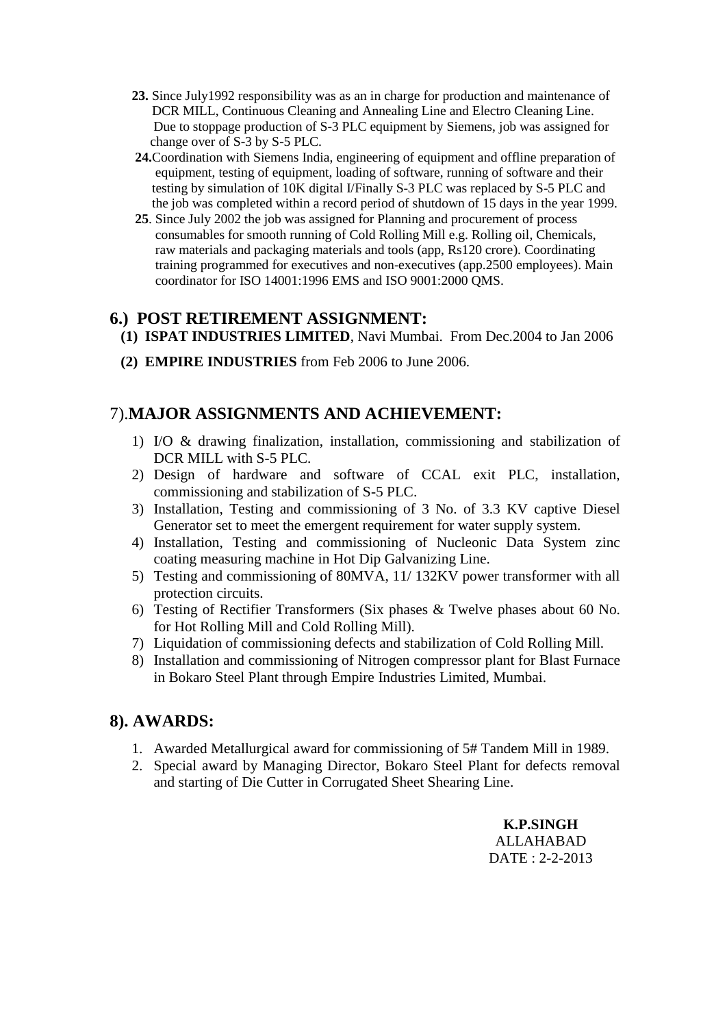23. Since July1992 responsibility was as an in charge for production and maintenance of DCR MILL, Continuous Cleaning and Annealing Line and Electro Cleaning Line. Due to stoppage production of S-3 PLC equipment by Siemens, job was assigned for change over of S-3 by S-5 PLC.

24. Coordination with Siemens India, engineering of equipment and offline preparation of equipment, testing of equipment, loading of software, running of software and their testing by simulation of 10K digital I/Finally S-3 PLC was replaced by S-5 PLC and the job was completed within a record period of shutdown of 15 days in the year 1999.

25. Since July 2002 the job was assigned for Planning and procurement of process consumables for smooth running of Cold Rolling Mill e.g. Rolling oil, Chemicals, raw materials and packaging materials and tools (app, Rs120 crore). Coordinating training programmed for executives and non-executives (app.2500 employees). Main coordinator for ISO 14001:1996 EMS and ISO 9001:2000 QMS.

## 6.) POST RETIREMENT ASSIGNMENT:

**(1) ISPAT INDUSTRIES LIMITED**, Navi Mumbai. From Dec.2004 to Jan 2006

**(2) EMPIRE INDUSTRIES** from Feb 2006 to June 2006.

## 7).MAJOR ASSIGNMENTS AND ACHIEVEMENT:

1) I/O & drawing finalization, installation, commissioning and stabilization of DCR MILL with S-5 PLC.
2) Design of hardware and software of CCAL exit PLC, installation, commissioning and stabilization of S-5 PLC.
3) Installation, Testing and commissioning of 3 No. of 3.3 KV captive Diesel Generator set to meet the emergent requirement for water supply system.
4) Installation, Testing and commissioning of Nucleonic Data System zinc coating measuring machine in Hot Dip Galvanizing Line.
5) Testing and commissioning of 80MVA, 11/ 132KV power transformer with all protection circuits.
6) Testing of Rectifier Transformers (Six phases & Twelve phases about 60 No. for Hot Rolling Mill and Cold Rolling Mill).
7) Liquidation of commissioning defects and stabilization of Cold Rolling Mill.
8) Installation and commissioning of Nitrogen compressor plant for Blast Furnace in Bokaro Steel Plant through Empire Industries Limited, Mumbai.

## 8). AWARDS:

1. Awarded Metallurgical award for commissioning of 5# Tandem Mill in 1989.
2. Special award by Managing Director, Bokaro Steel Plant for defects removal and starting of Die Cutter in Corrugated Sheet Shearing Line.

**K.P.SINGH**
ALLAHABAD
DATE : 2-2-2013